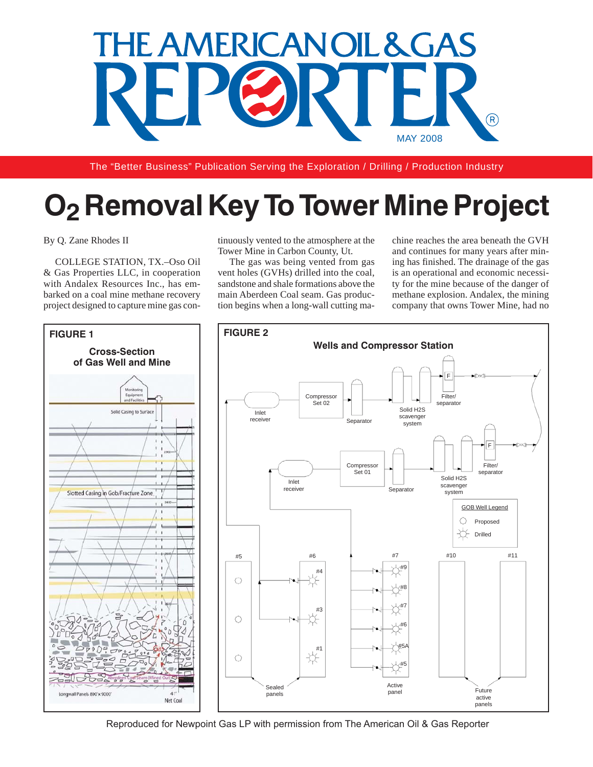THE AMERICAN OIL & GAS REPORTER

MAY 2008

The "Better Business" Publication Serving the Exploration / Drilling / Production Industry

# $O_2$ Removal Key To Tower Mine Project

By Q. Zane Rhodes II

COLLEGE STATION, TX.–Oso Oil & Gas Properties LLC, in cooperation with Andalex Resources Inc., has embarked on a coal mine methane recovery project designed to capture mine gas continuously vented to the atmosphere at the Tower Mine in Carbon County, Ut.

The gas was being vented from gas vent holes (GVHs) drilled into the coal, sandstone and shale formations above the main Aberdeen Coal seam. Gas production begins when a long-wall cutting machine reaches the area beneath the GVH and continues for many years after mining has finished. The drainage of the gas is an operational and economic necessity for the mine because of the danger of methane explosion. Andalex, the mining company that owns Tower Mine, had no

**FIGURE 1**

**Cross-Section of Gas Well and Mine**

Monitoring Equipment and Facilities

Solid Casing to Surface

Slotted Casing in Gob/Fracture Zone

Aberdeen Coal Seam (Mined Out)

Longwall Panels 800' x 9000'

4' Net Coal

**FIGURE 2**

**Wells and Compressor Station**

Inlet receiver

Compressor Set 02

Separator

Solid H2S scavenger system

Filter/ separator

Inlet receiver

Compressor Set 01

Separator

Solid H2S scavenger system

Filter/ separator

GOB Well Legend

Proposed

Drilled

#5 #6 #7 #10 #11

#4 #3 #1

#9 #8 #7 #6 #5A #5

Sealed panels

Active panel

Future active panels

Reproduced for Newpoint Gas LP with permission from The American Oil & Gas Reporter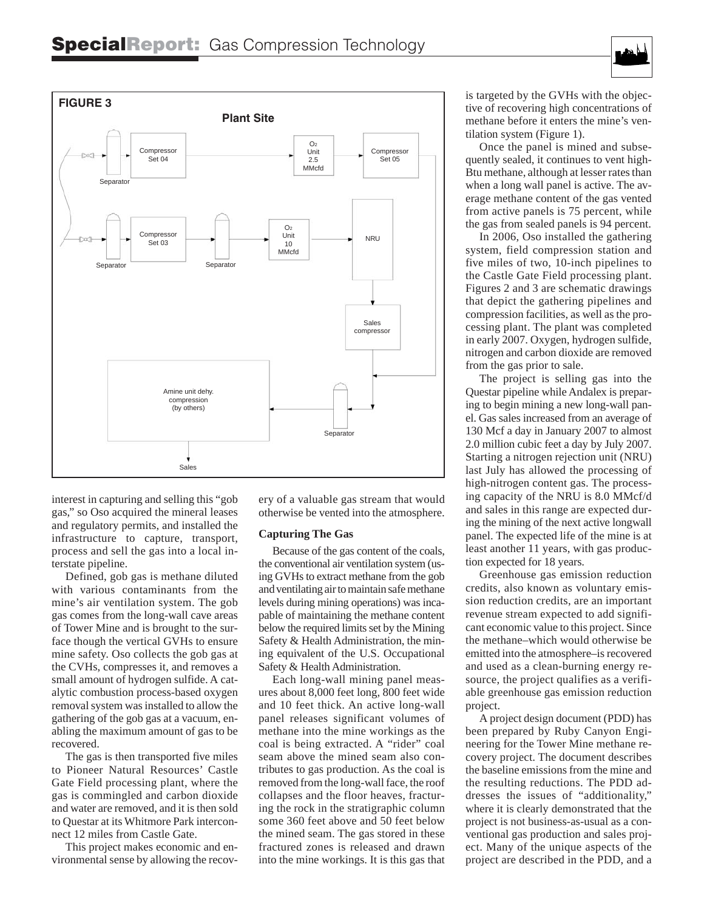**FIGURE 3**

**Plant Site**

Separator → Compressor Set 04 → $O_2$ Unit 2.5 MMcfd → Compressor Set 05

Separator → Compressor Set 03 → Separator → $O_2$ Unit 10 MMcfd → NRU → Sales compressor → Separator → Amine unit dehy. compression (by others) → Sales

interest in capturing and selling this "gob gas," so Oso acquired the mineral leases and regulatory permits, and installed the infrastructure to capture, transport, process and sell the gas into a local interstate pipeline.

Defined, gob gas is methane diluted with various contaminants from the mine's air ventilation system. The gob gas comes from the long-wall cave areas of Tower Mine and is brought to the surface though the vertical GVHs to ensure mine safety. Oso collects the gob gas at the CVHs, compresses it, and removes a small amount of hydrogen sulfide. A catalytic combustion process-based oxygen removal system was installed to allow the gathering of the gob gas at a vacuum, enabling the maximum amount of gas to be recovered.

The gas is then transported five miles to Pioneer Natural Resources' Castle Gate Field processing plant, where the gas is commingled and carbon dioxide and water are removed, and it is then sold to Questar at its Whitmore Park interconnect 12 miles from Castle Gate.

This project makes economic and environmental sense by allowing the recovery of a valuable gas stream that would otherwise be vented into the atmosphere.

### Capturing The Gas

Because of the gas content of the coals, the conventional air ventilation system (using GVHs to extract methane from the gob and ventilating air to maintain safe methane levels during mining operations) was incapable of maintaining the methane content below the required limits set by the Mining Safety & Health Administration, the mining equivalent of the U.S. Occupational Safety & Health Administration.

Each long-wall mining panel measures about 8,000 feet long, 800 feet wide and 10 feet thick. An active long-wall panel releases significant volumes of methane into the mine workings as the coal is being extracted. A "rider" coal seam above the mined seam also contributes to gas production. As the coal is removed from the long-wall face, the roof collapses and the floor heaves, fracturing the rock in the stratigraphic column some 360 feet above and 50 feet below the mined seam. The gas stored in these fractured zones is released and drawn into the mine workings. It is this gas that is targeted by the GVHs with the objective of recovering high concentrations of methane before it enters the mine's ventilation system (Figure 1).

Once the panel is mined and subsequently sealed, it continues to vent high-Btu methane, although at lesser rates than when a long wall panel is active. The average methane content of the gas vented from active panels is 75 percent, while the gas from sealed panels is 94 percent.

In 2006, Oso installed the gathering system, field compression station and five miles of two, 10-inch pipelines to the Castle Gate Field processing plant. Figures 2 and 3 are schematic drawings that depict the gathering pipelines and compression facilities, as well as the processing plant. The plant was completed in early 2007. Oxygen, hydrogen sulfide, nitrogen and carbon dioxide are removed from the gas prior to sale.

The project is selling gas into the Questar pipeline while Andalex is preparing to begin mining a new long-wall panel. Gas sales increased from an average of 130 Mcf a day in January 2007 to almost 2.0 million cubic feet a day by July 2007. Starting a nitrogen rejection unit (NRU) last July has allowed the processing of high-nitrogen content gas. The processing capacity of the NRU is 8.0 MMcf/d and sales in this range are expected during the mining of the next active longwall panel. The expected life of the mine is at least another 11 years, with gas production expected for 18 years.

Greenhouse gas emission reduction credits, also known as voluntary emission reduction credits, are an important revenue stream expected to add significant economic value to this project. Since the methane–which would otherwise be emitted into the atmosphere–is recovered and used as a clean-burning energy resource, the project qualifies as a verifiable greenhouse gas emission reduction project.

A project design document (PDD) has been prepared by Ruby Canyon Engineering for the Tower Mine methane recovery project. The document describes the baseline emissions from the mine and the resulting reductions. The PDD addresses the issues of "additionality," where it is clearly demonstrated that the project is not business-as-usual as a conventional gas production and sales project. Many of the unique aspects of the project are described in the PDD, and a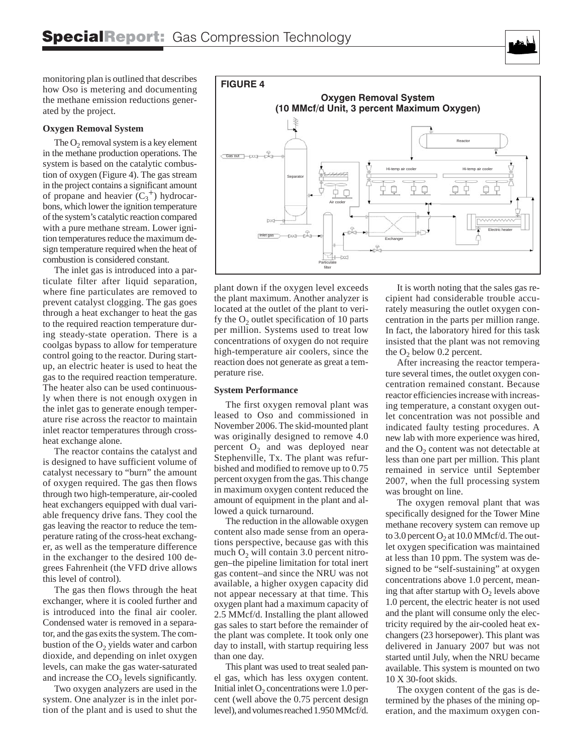monitoring plan is outlined that describes how Oso is metering and documenting the methane emission reductions generated by the project.

### Oxygen Removal System

The $O_2$ removal system is a key element in the methane production operations. The system is based on the catalytic combustion of oxygen (Figure 4). The gas stream in the project contains a significant amount of propane and heavier ($C_3^+$) hydrocarbons, which lower the ignition temperature of the system's catalytic reaction compared with a pure methane stream. Lower ignition temperatures reduce the maximum design temperature required when the heat of combustion is considered constant.

The inlet gas is introduced into a particulate filter after liquid separation, where fine particulates are removed to prevent catalyst clogging. The gas goes through a heat exchanger to heat the gas to the required reaction temperature during steady-state operation. There is a coolgas bypass to allow for temperature control going to the reactor. During startup, an electric heater is used to heat the gas to the required reaction temperature. The heater also can be used continuously when there is not enough oxygen in the inlet gas to generate enough temperature rise across the reactor to maintain inlet reactor temperatures through cross-heat exchange alone.

The reactor contains the catalyst and is designed to have sufficient volume of catalyst necessary to "burn" the amount of oxygen required. The gas then flows through two high-temperature, air-cooled heat exchangers equipped with dual variable frequency drive fans. They cool the gas leaving the reactor to reduce the temperature rating of the cross-heat exchanger, as well as the temperature difference in the exchanger to the desired 100 degrees Fahrenheit (the VFD drive allows this level of control).

The gas then flows through the heat exchanger, where it is cooled further and is introduced into the final air cooler. Condensed water is removed in a separator, and the gas exits the system. The combustion of the $O_2$ yields water and carbon dioxide, and depending on inlet oxygen levels, can make the gas water-saturated and increase the $CO_2$ levels significantly.

Two oxygen analyzers are used in the system. One analyzer is in the inlet portion of the plant and is used to shut the plant down if the oxygen level exceeds the plant maximum. Another analyzer is located at the outlet of the plant to verify the $O_2$ outlet specification of 10 parts per million. Systems used to treat low concentrations of oxygen do not require high-temperature air coolers, since the reaction does not generate as great a temperature rise.

**FIGURE 4**

**Oxygen Removal System (10 MMcf/d Unit, 3 percent Maximum Oxygen)**

Reactor
Gas out
Separator
Hi-temp air cooler
Hi-temp air cooler
Air cooler
Electric heater
Inlet gas
Exchanger
Particulate filter

### System Performance

The first oxygen removal plant was leased to Oso and commissioned in November 2006. The skid-mounted plant was originally designed to remove 4.0 percent $O_2$ and was deployed near Stephenville, Tx. The plant was refurbished and modified to remove up to 0.75 percent oxygen from the gas. This change in maximum oxygen content reduced the amount of equipment in the plant and allowed a quick turnaround.

The reduction in the allowable oxygen content also made sense from an operations perspective, because gas with this much $O_2$ will contain 3.0 percent nitrogen–the pipeline limitation for total inert gas content–and since the NRU was not available, a higher oxygen capacity did not appear necessary at that time. This oxygen plant had a maximum capacity of 2.5 MMcf/d. Installing the plant allowed gas sales to start before the remainder of the plant was complete. It took only one day to install, with startup requiring less than one day.

This plant was used to treat sealed panel gas, which has less oxygen content. Initial inlet $O_2$ concentrations were 1.0 percent (well above the 0.75 percent design level), and volumes reached 1.950 MMcf/d.

It is worth noting that the sales gas recipient had considerable trouble accurately measuring the outlet oxygen concentration in the parts per million range. In fact, the laboratory hired for this task insisted that the plant was not removing the $O_2$ below 0.2 percent.

After increasing the reactor temperature several times, the outlet oxygen concentration remained constant. Because reactor efficiencies increase with increasing temperature, a constant oxygen outlet concentration was not possible and indicated faulty testing procedures. A new lab with more experience was hired, and the $O_2$ content was not detectable at less than one part per million. This plant remained in service until September 2007, when the full processing system was brought on line.

The oxygen removal plant that was specifically designed for the Tower Mine methane recovery system can remove up to 3.0 percent $O_2$ at 10.0 MMcf/d. The outlet oxygen specification was maintained at less than 10 ppm. The system was designed to be "self-sustaining" at oxygen concentrations above 1.0 percent, meaning that after startup with $O_2$ levels above 1.0 percent, the electric heater is not used and the plant will consume only the electricity required by the air-cooled heat exchangers (23 horsepower). This plant was delivered in January 2007 but was not started until July, when the NRU became available. This system is mounted on two 10 X 30-foot skids.

The oxygen content of the gas is determined by the phases of the mining operation, and the maximum oxygen con-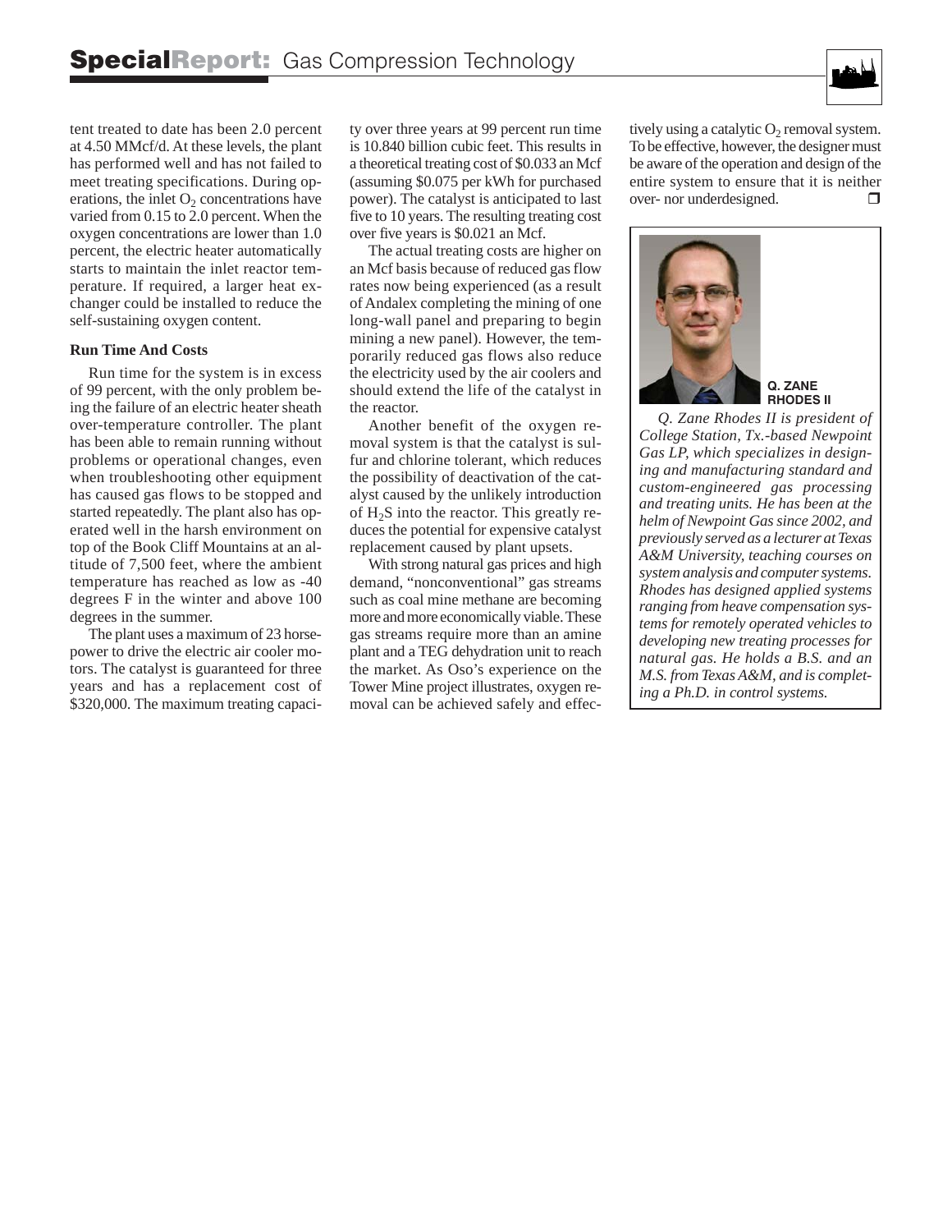tent treated to date has been 2.0 percent at 4.50 MMcf/d. At these levels, the plant has performed well and has not failed to meet treating specifications. During operations, the inlet $O_2$ concentrations have varied from 0.15 to 2.0 percent. When the oxygen concentrations are lower than 1.0 percent, the electric heater automatically starts to maintain the inlet reactor temperature. If required, a larger heat exchanger could be installed to reduce the self-sustaining oxygen content.

**Run Time And Costs**

Run time for the system is in excess of 99 percent, with the only problem being the failure of an electric heater sheath over-temperature controller. The plant has been able to remain running without problems or operational changes, even when troubleshooting other equipment has caused gas flows to be stopped and started repeatedly. The plant also has operated well in the harsh environment on top of the Book Cliff Mountains at an altitude of 7,500 feet, where the ambient temperature has reached as low as -40 degrees F in the winter and above 100 degrees in the summer.

The plant uses a maximum of 23 horsepower to drive the electric air cooler motors. The catalyst is guaranteed for three years and has a replacement cost of $320,000. The maximum treating capacity over three years at 99 percent run time is 10.840 billion cubic feet. This results in a theoretical treating cost of $0.033 an Mcf (assuming $0.075 per kWh for purchased power). The catalyst is anticipated to last five to 10 years. The resulting treating cost over five years is $0.021 an Mcf.

The actual treating costs are higher on an Mcf basis because of reduced gas flow rates now being experienced (as a result of Andalex completing the mining of one long-wall panel and preparing to begin mining a new panel). However, the temporarily reduced gas flows also reduce the electricity used by the air coolers and should extend the life of the catalyst in the reactor.

Another benefit of the oxygen removal system is that the catalyst is sulfur and chlorine tolerant, which reduces the possibility of deactivation of the catalyst caused by the unlikely introduction of $H_2S$ into the reactor. This greatly reduces the potential for expensive catalyst replacement caused by plant upsets.

With strong natural gas prices and high demand, "nonconventional" gas streams such as coal mine methane are becoming more and more economically viable. These gas streams require more than an amine plant and a TEG dehydration unit to reach the market. As Oso's experience on the Tower Mine project illustrates, oxygen removal can be achieved safely and effectively using a catalytic $O_2$ removal system. To be effective, however, the designer must be aware of the operation and design of the entire system to ensure that it is neither over- nor underdesigned. ❒

**Q. ZANE RHODES II**

*Q. Zane Rhodes II is president of College Station, Tx.-based Newpoint Gas LP, which specializes in designing and manufacturing standard and custom-engineered gas processing and treating units. He has been at the helm of Newpoint Gas since 2002, and previously served as a lecturer at Texas A&M University, teaching courses on system analysis and computer systems. Rhodes has designed applied systems ranging from heave compensation systems for remotely operated vehicles to developing new treating processes for natural gas. He holds a B.S. and an M.S. from Texas A&M, and is completing a Ph.D. in control systems.*